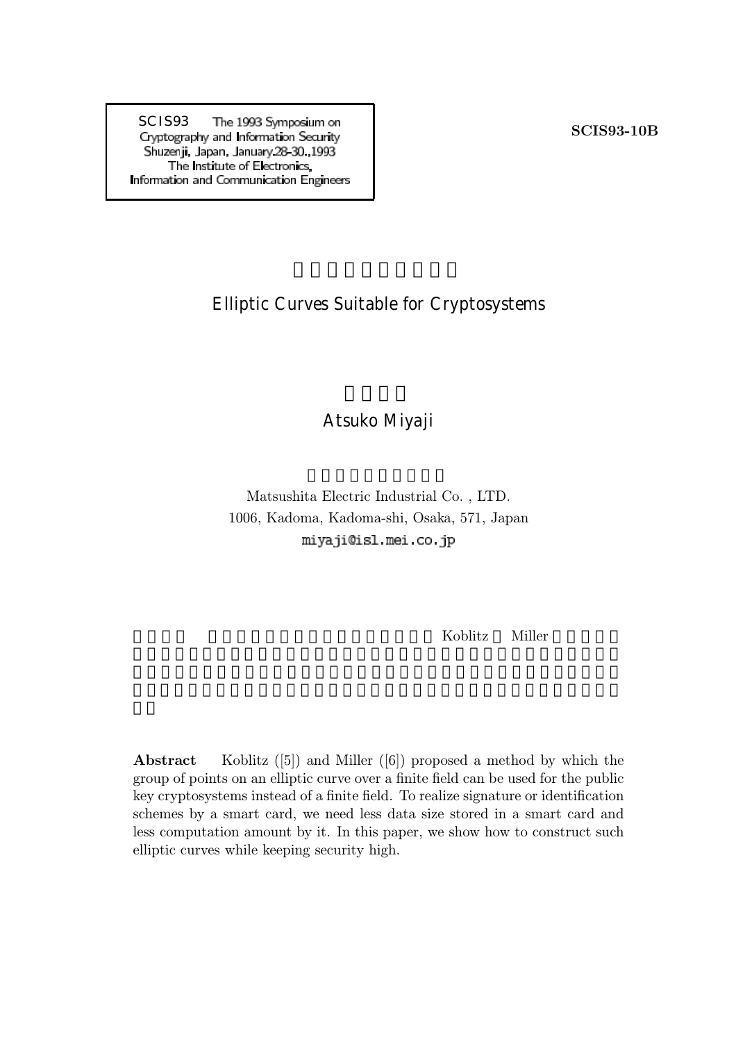SCIS93 The 1993 Symposium on Cryptography and Information Security
Shuzenji, Japan, January 28-30, 1993
The Institute of Electronics, Information and Communication Engineers

SCIS93-10B

# Elliptic Curves Suitable for Cryptosystems

Atsuko Miyaji

Matsushita Electric Industrial Co. , LTD.
1006, Kadoma, Kadoma-shi, Osaka, 571, Japan
miyaji@isl.mei.co.jp

Koblitz Miller

**Abstract** Koblitz ([5]) and Miller ([6]) proposed a method by which the group of points on an elliptic curve over a finite field can be used for the public key cryptosystems instead of a finite field. To realize signature or identification schemes by a smart card, we need less data size stored in a smart card and less computation amount by it. In this paper, we show how to construct such elliptic curves while keeping security high.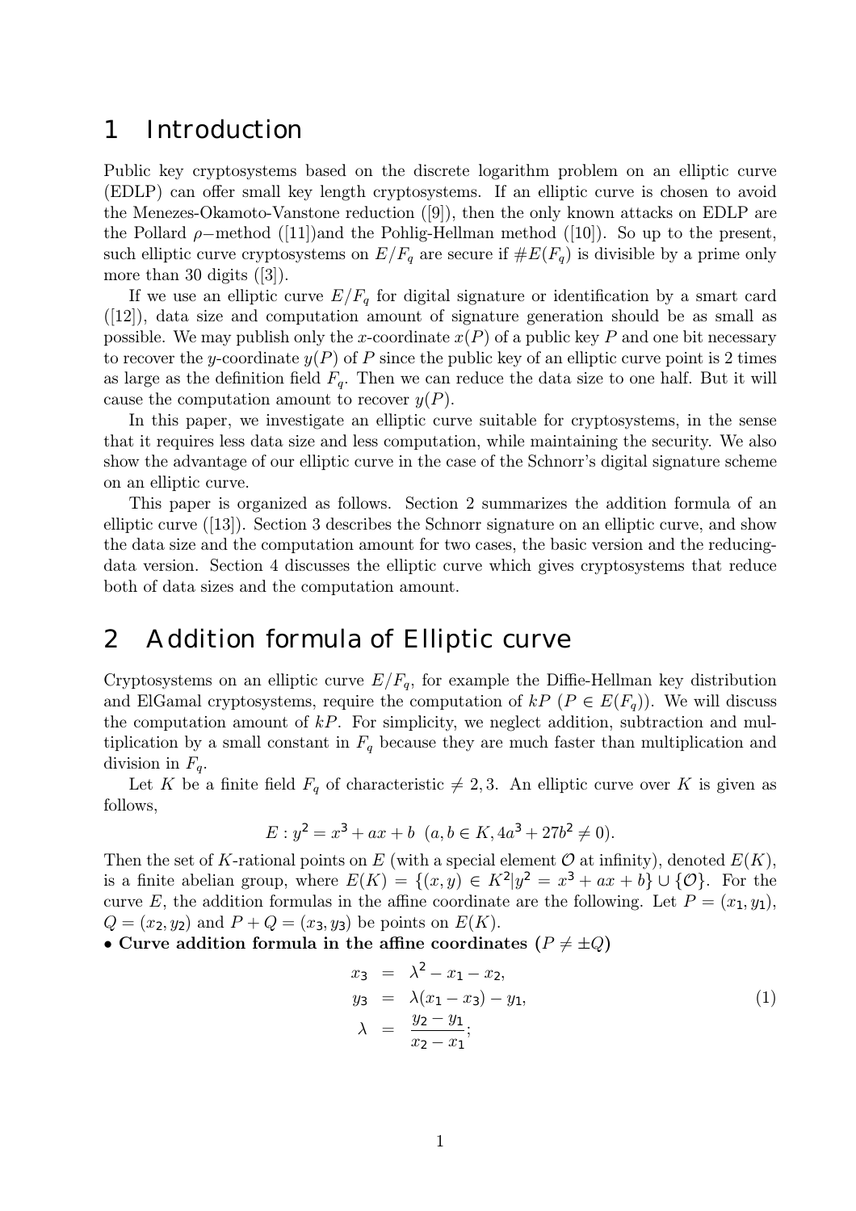# 1 Introduction

Public key cryptosystems based on the discrete logarithm problem on an elliptic curve (EDLP) can offer small key length cryptosystems. If an elliptic curve is chosen to avoid the Menezes-Okamoto-Vanstone reduction ([9]), then the only known attacks on EDLP are the Pollard $\rho-$method ([11])and the Pohlig-Hellman method ([10]). So up to the present, such elliptic curve cryptosystems on $E/F_q$ are secure if $\#E(F_q)$ is divisible by a prime only more than 30 digits ([3]).

If we use an elliptic curve $E/F_q$ for digital signature or identification by a smart card ([12]), data size and computation amount of signature generation should be as small as possible. We may publish only the $x$-coordinate $x(P)$ of a public key $P$ and one bit necessary to recover the $y$-coordinate $y(P)$ of $P$ since the public key of an elliptic curve point is 2 times as large as the definition field $F_q$. Then we can reduce the data size to one half. But it will cause the computation amount to recover $y(P)$.

In this paper, we investigate an elliptic curve suitable for cryptosystems, in the sense that it requires less data size and less computation, while maintaining the security. We also show the advantage of our elliptic curve in the case of the Schnorr's digital signature scheme on an elliptic curve.

This paper is organized as follows. Section 2 summarizes the addition formula of an elliptic curve ([13]). Section 3 describes the Schnorr signature on an elliptic curve, and show the data size and the computation amount for two cases, the basic version and the reducing-data version. Section 4 discusses the elliptic curve which gives cryptosystems that reduce both of data sizes and the computation amount.

# 2 Addition formula of Elliptic curve

Cryptosystems on an elliptic curve $E/F_q$, for example the Diffie-Hellman key distribution and ElGamal cryptosystems, require the computation of $kP$ ($P \in E(F_q)$). We will discuss the computation amount of $kP$. For simplicity, we neglect addition, subtraction and multiplication by a small constant in $F_q$ because they are much faster than multiplication and division in $F_q$.

Let $K$ be a finite field $F_q$ of characteristic $\neq 2, 3$. An elliptic curve over $K$ is given as follows,

$$E : y^2 = x^3 + ax + b \quad (a, b \in K, 4a^3 + 27b^2 \neq 0).$$

Then the set of $K$-rational points on $E$ (with a special element $\mathcal{O}$ at infinity), denoted $E(K)$, is a finite abelian group, where $E(K) = \{(x, y) \in K^2 | y^2 = x^3 + ax + b\} \cup \{\mathcal{O}\}$. For the curve $E$, the addition formulas in the affine coordinate are the following. Let $P = (x_1, y_1)$, $Q = (x_2, y_2)$ and $P + Q = (x_3, y_3)$ be points on $E(K)$.

• **Curve addition formula in the affine coordinates ($P \neq \pm Q$)**

$$\begin{aligned} x_3 &= \lambda^2 - x_1 - x_2, \\ y_3 &= \lambda(x_1 - x_3) - y_1, \\ \lambda &= \frac{y_2 - y_1}{x_2 - x_1}; \end{aligned} \tag{1}$$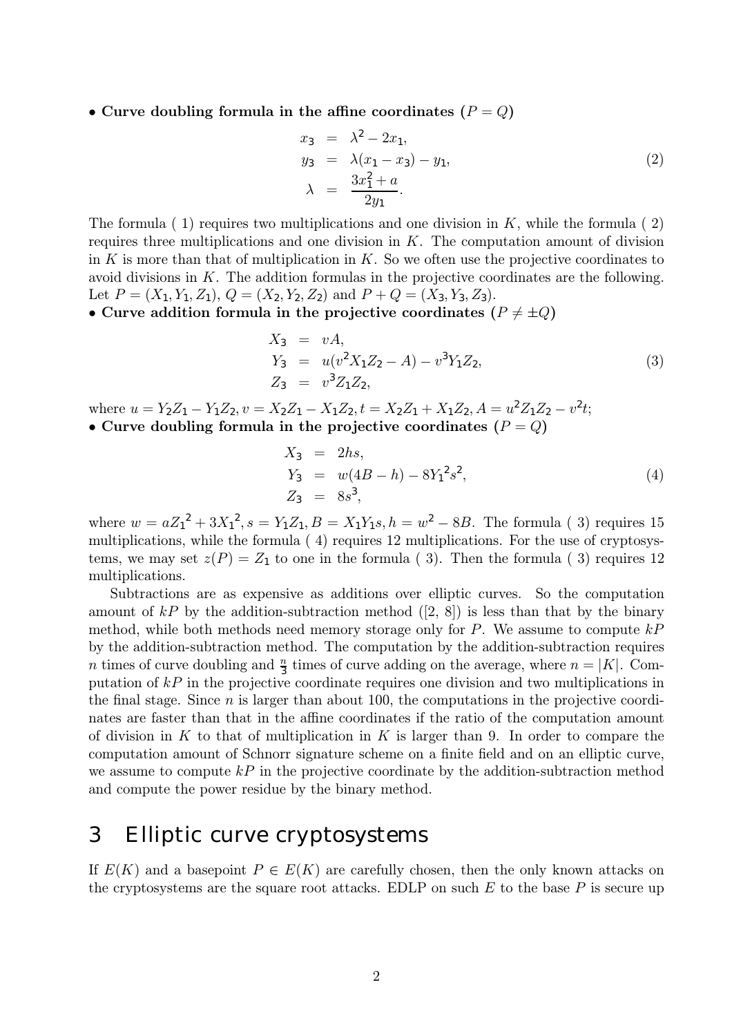- **Curve doubling formula in the affine coordinates ($P = Q$)**

$$
\begin{aligned}
x_3 &= \lambda^2 - 2x_1, \\
y_3 &= \lambda(x_1 - x_3) - y_1, \\
\lambda &= \frac{3x_1^2 + a}{2y_1}.
\end{aligned} \tag{2}
$$

The formula ( 1) requires two multiplications and one division in $K$, while the formula ( 2) requires three multiplications and one division in $K$. The computation amount of division in $K$ is more than that of multiplication in $K$. So we often use the projective coordinates to avoid divisions in $K$. The addition formulas in the projective coordinates are the following. Let $P = (X_1, Y_1, Z_1)$, $Q = (X_2, Y_2, Z_2)$ and $P + Q = (X_3, Y_3, Z_3)$.

- **Curve addition formula in the projective coordinates ($P \neq \pm Q$)**

$$
\begin{aligned}
X_3 &= vA, \\
Y_3 &= u(v^2 X_1 Z_2 - A) - v^3 Y_1 Z_2, \\
Z_3 &= v^3 Z_1 Z_2,
\end{aligned} \tag{3}
$$

where $u = Y_2 Z_1 - Y_1 Z_2, v = X_2 Z_1 - X_1 Z_2, t = X_2 Z_1 + X_1 Z_2, A = u^2 Z_1 Z_2 - v^2 t$;

- **Curve doubling formula in the projective coordinates ($P = Q$)**

$$
\begin{aligned}
X_3 &= 2hs, \\
Y_3 &= w(4B - h) - 8{Y_1}^2 s^2, \\
Z_3 &= 8s^3,
\end{aligned} \tag{4}
$$

where $w = a{Z_1}^2 + 3{X_1}^2, s = Y_1 Z_1, B = X_1 Y_1 s, h = w^2 - 8B$. The formula ( 3) requires 15 multiplications, while the formula ( 4) requires 12 multiplications. For the use of cryptosystems, we may set $z(P) = Z_1$ to one in the formula ( 3). Then the formula ( 3) requires 12 multiplications.

Subtractions are as expensive as additions over elliptic curves. So the computation amount of $kP$ by the addition-subtraction method ([2, 8]) is less than that by the binary method, while both methods need memory storage only for $P$. We assume to compute $kP$ by the addition-subtraction method. The computation by the addition-subtraction requires $n$ times of curve doubling and $\frac{n}{3}$ times of curve adding on the average, where $n = |K|$. Computation of $kP$ in the projective coordinate requires one division and two multiplications in the final stage. Since $n$ is larger than about 100, the computations in the projective coordinates are faster than that in the affine coordinates if the ratio of the computation amount of division in $K$ to that of multiplication in $K$ is larger than 9. In order to compare the computation amount of Schnorr signature scheme on a finite field and on an elliptic curve, we assume to compute $kP$ in the projective coordinate by the addition-subtraction method and compute the power residue by the binary method.

## 3 Elliptic curve cryptosystems

If $E(K)$ and a basepoint $P \in E(K)$ are carefully chosen, then the only known attacks on the cryptosystems are the square root attacks. EDLP on such $E$ to the base $P$ is secure up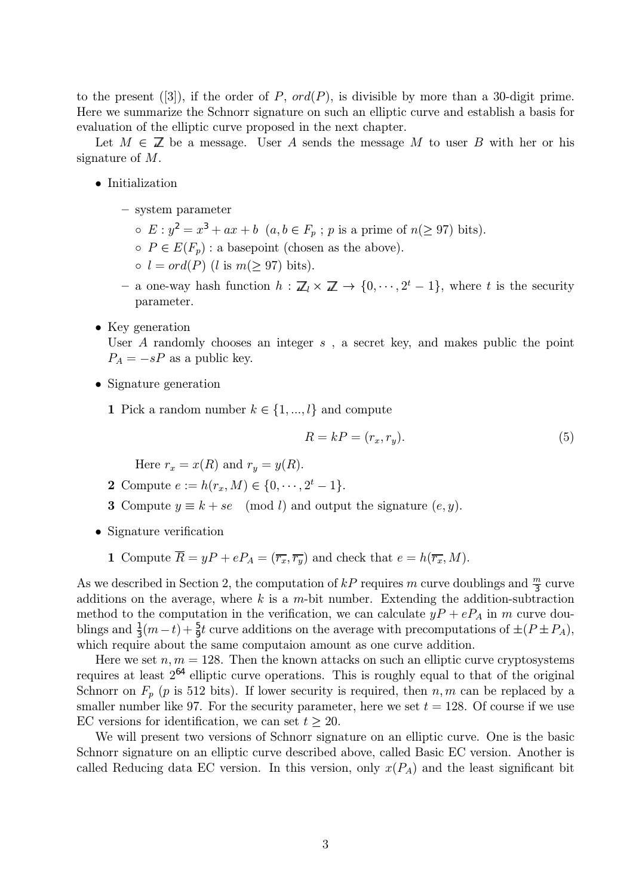to the present ([3]), if the order of $P$, $ord(P)$, is divisible by more than a 30-digit prime. Here we summarize the Schnorr signature on such an elliptic curve and establish a basis for evaluation of the elliptic curve proposed in the next chapter.

Let $M \in \mathbb{Z}$ be a message. User $A$ sends the message $M$ to user $B$ with her or his signature of $M$.

- Initialization
  - system parameter
    - $E : y^2 = x^3 + ax + b$ $(a, b \in F_p$ ; $p$ is a prime of $n(\geq 97)$ bits).
    - $P \in E(F_p)$ : a basepoint (chosen as the above).
    - $l = ord(P)$ ($l$ is $m(\geq 97)$ bits).
  - a one-way hash function $h : \mathbb{Z}_l \times \mathbb{Z} \to \{0, \cdots, 2^t - 1\}$, where $t$ is the security parameter.
- Key generation
  User $A$ randomly chooses an integer $s$ , a secret key, and makes public the point $P_A = -sP$ as a public key.
- Signature generation

  **1** Pick a random number $k \in \{1, ..., l\}$ and compute

  $$R = kP = (r_x, r_y). \tag{5}$$

  Here $r_x = x(R)$ and $r_y = y(R)$.

  **2** Compute $e := h(r_x, M) \in \{0, \cdots, 2^t - 1\}$.

  **3** Compute $y \equiv k + se \pmod{l}$ and output the signature $(e, y)$.
- Signature verification

  **1** Compute $\overline{R} = yP + eP_A = (\overline{r_x}, \overline{r_y})$ and check that $e = h(\overline{r_x}, M)$.

As we described in Section 2, the computation of $kP$ requires $m$ curve doublings and $\frac{m}{3}$ curve additions on the average, where $k$ is a $m$-bit number. Extending the addition-subtraction method to the computation in the verification, we can calculate $yP + eP_A$ in $m$ curve doublings and $\frac{1}{3}(m-t) + \frac{5}{9}t$ curve additions on the average with precomputations of $\pm(P \pm P_A)$, which require about the same computaion amount as one curve addition.

Here we set $n, m = 128$. Then the known attacks on such an elliptic curve cryptosystems requires at least $2^{64}$ elliptic curve operations. This is roughly equal to that of the original Schnorr on $F_p$ ($p$ is 512 bits). If lower security is required, then $n, m$ can be replaced by a smaller number like 97. For the security parameter, here we set $t = 128$. Of course if we use EC versions for identification, we can set $t \geq 20$.

We will present two versions of Schnorr signature on an elliptic curve. One is the basic Schnorr signature on an elliptic curve described above, called Basic EC version. Another is called Reducing data EC version. In this version, only $x(P_A)$ and the least significant bit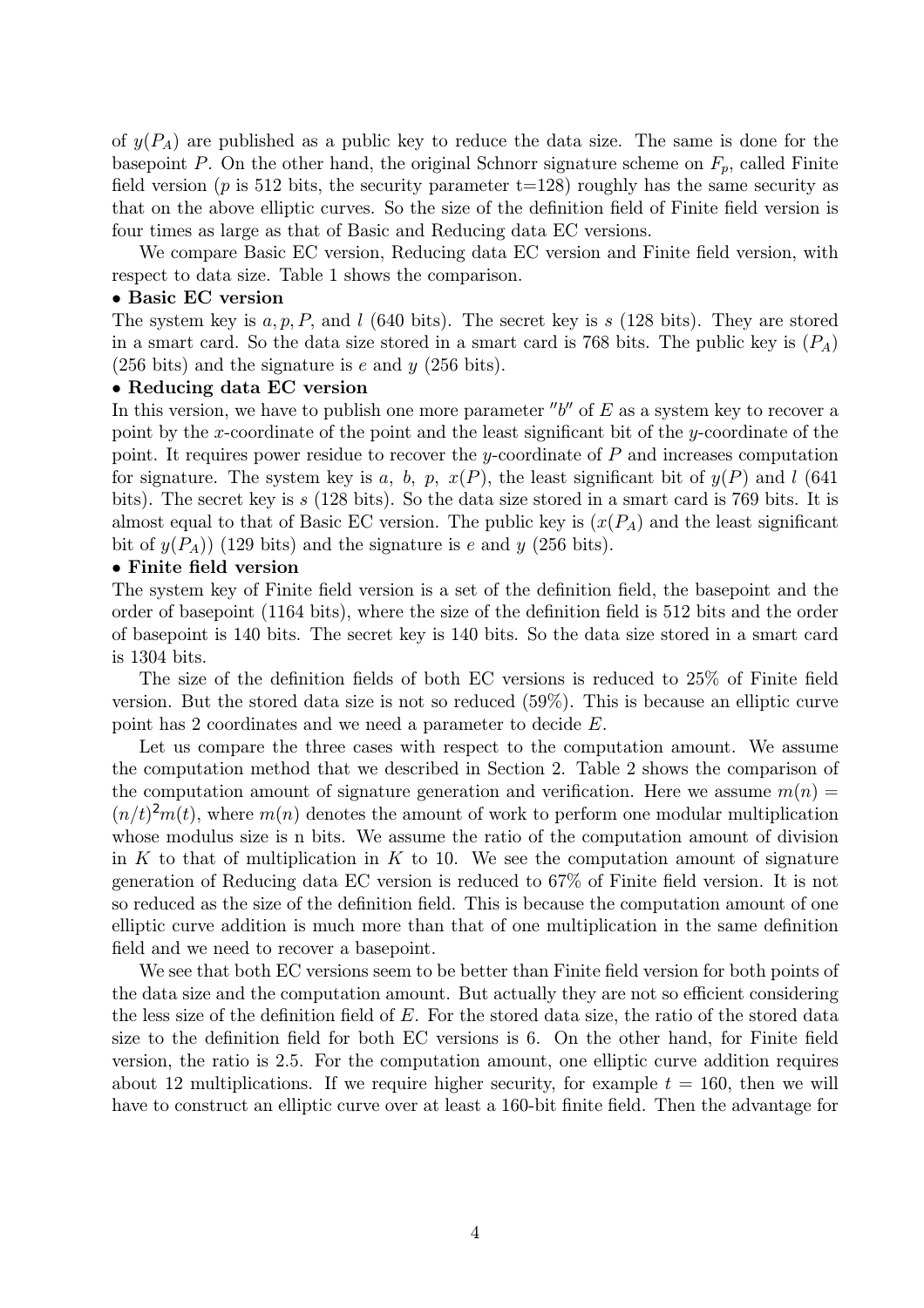of $y(P_A)$ are published as a public key to reduce the data size. The same is done for the basepoint $P$. On the other hand, the original Schnorr signature scheme on $F_p$, called Finite field version ($p$ is 512 bits, the security parameter t=128) roughly has the same security as that on the above elliptic curves. So the size of the definition field of Finite field version is four times as large as that of Basic and Reducing data EC versions.

We compare Basic EC version, Reducing data EC version and Finite field version, with respect to data size. Table 1 shows the comparison.

**• Basic EC version**

The system key is $a, p, P$, and $l$ (640 bits). The secret key is $s$ (128 bits). They are stored in a smart card. So the data size stored in a smart card is 768 bits. The public key is $(P_A)$ (256 bits) and the signature is $e$ and $y$ (256 bits).

**• Reducing data EC version**

In this version, we have to publish one more parameter $''b''$ of $E$ as a system key to recover a point by the $x$-coordinate of the point and the least significant bit of the $y$-coordinate of the point. It requires power residue to recover the $y$-coordinate of $P$ and increases computation for signature. The system key is $a$, $b$, $p$, $x(P)$, the least significant bit of $y(P)$ and $l$ (641 bits). The secret key is $s$ (128 bits). So the data size stored in a smart card is 769 bits. It is almost equal to that of Basic EC version. The public key is ($x(P_A)$ and the least significant bit of $y(P_A)$) (129 bits) and the signature is $e$ and $y$ (256 bits).

**• Finite field version**

The system key of Finite field version is a set of the definition field, the basepoint and the order of basepoint (1164 bits), where the size of the definition field is 512 bits and the order of basepoint is 140 bits. The secret key is 140 bits. So the data size stored in a smart card is 1304 bits.

The size of the definition fields of both EC versions is reduced to 25% of Finite field version. But the stored data size is not so reduced (59%). This is because an elliptic curve point has 2 coordinates and we need a parameter to decide $E$.

Let us compare the three cases with respect to the computation amount. We assume the computation method that we described in Section 2. Table 2 shows the comparison of the computation amount of signature generation and verification. Here we assume $m(n) = (n/t)^2 m(t)$, where $m(n)$ denotes the amount of work to perform one modular multiplication whose modulus size is n bits. We assume the ratio of the computation amount of division in $K$ to that of multiplication in $K$ to 10. We see the computation amount of signature generation of Reducing data EC version is reduced to 67% of Finite field version. It is not so reduced as the size of the definition field. This is because the computation amount of one elliptic curve addition is much more than that of one multiplication in the same definition field and we need to recover a basepoint.

We see that both EC versions seem to be better than Finite field version for both points of the data size and the computation amount. But actually they are not so efficient considering the less size of the definition field of $E$. For the stored data size, the ratio of the stored data size to the definition field for both EC versions is 6. On the other hand, for Finite field version, the ratio is 2.5. For the computation amount, one elliptic curve addition requires about 12 multiplications. If we require higher security, for example $t = 160$, then we will have to construct an elliptic curve over at least a 160-bit finite field. Then the advantage for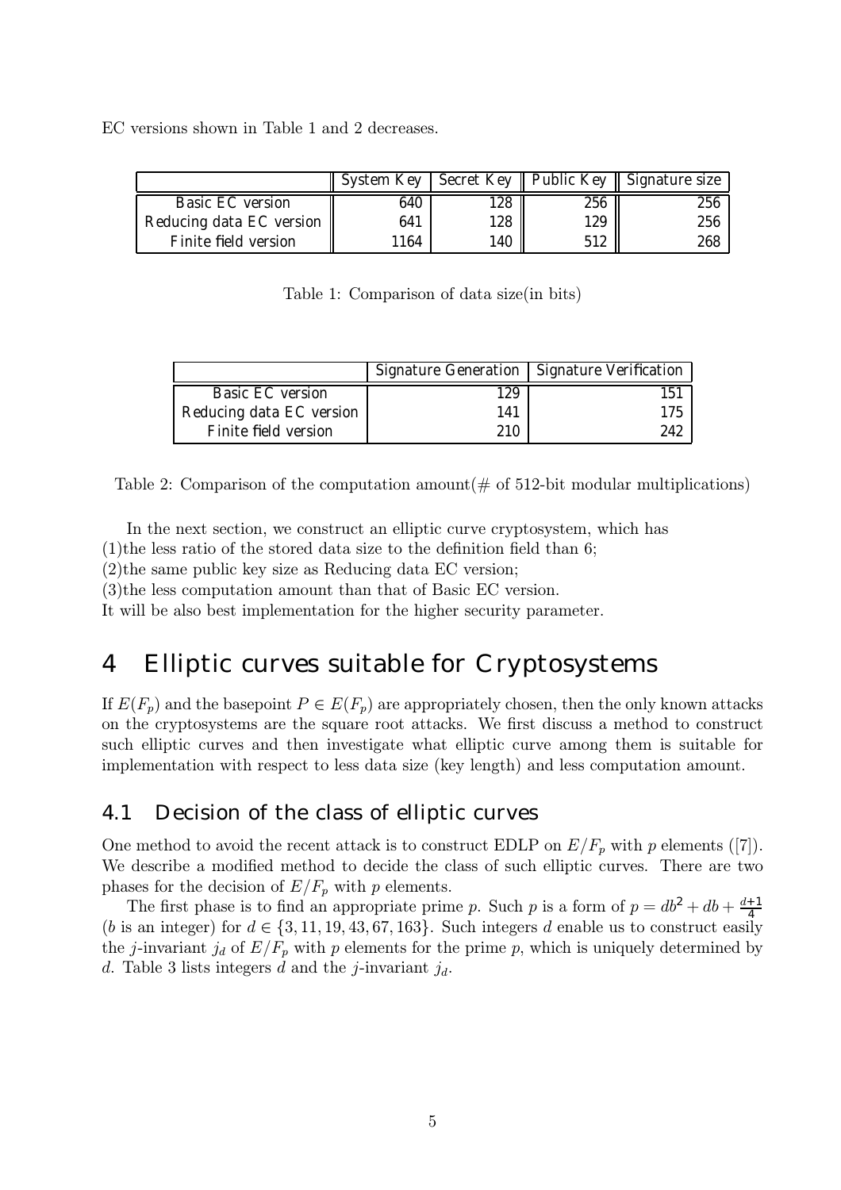EC versions shown in Table 1 and 2 decreases.

| | System Key | Secret Key | Public Key | Signature size |
|---|---|---|---|---|
| Basic EC version | 640 | 128 | 256 | 256 |
| Reducing data EC version | 641 | 128 | 129 | 256 |
| Finite field version | 1164 | 140 | 512 | 268 |

Table 1: Comparison of data size(in bits)

| | Signature Generation | Signature Verification |
|---|---|---|
| Basic EC version | 129 | 151 |
| Reducing data EC version | 141 | 175 |
| Finite field version | 210 | 242 |

Table 2: Comparison of the computation amount(# of 512-bit modular multiplications)

In the next section, we construct an elliptic curve cryptosystem, which has
(1)the less ratio of the stored data size to the definition field than 6;
(2)the same public key size as Reducing data EC version;
(3)the less computation amount than that of Basic EC version.
It will be also best implementation for the higher security parameter.

# 4 Elliptic curves suitable for Cryptosystems

If $E(F_p)$ and the basepoint $P \in E(F_p)$ are appropriately chosen, then the only known attacks on the cryptosystems are the square root attacks. We first discuss a method to construct such elliptic curves and then investigate what elliptic curve among them is suitable for implementation with respect to less data size (key length) and less computation amount.

## 4.1 Decision of the class of elliptic curves

One method to avoid the recent attack is to construct EDLP on $E/F_p$ with $p$ elements ([7]). We describe a modified method to decide the class of such elliptic curves. There are two phases for the decision of $E/F_p$ with $p$ elements.

The first phase is to find an appropriate prime $p$. Such $p$ is a form of $p = db^2 + db + \frac{d+1}{4}$ ($b$ is an integer) for $d \in \{3, 11, 19, 43, 67, 163\}$. Such integers $d$ enable us to construct easily the $j$-invariant $j_d$ of $E/F_p$ with $p$ elements for the prime $p$, which is uniquely determined by $d$. Table 3 lists integers $d$ and the $j$-invariant $j_d$.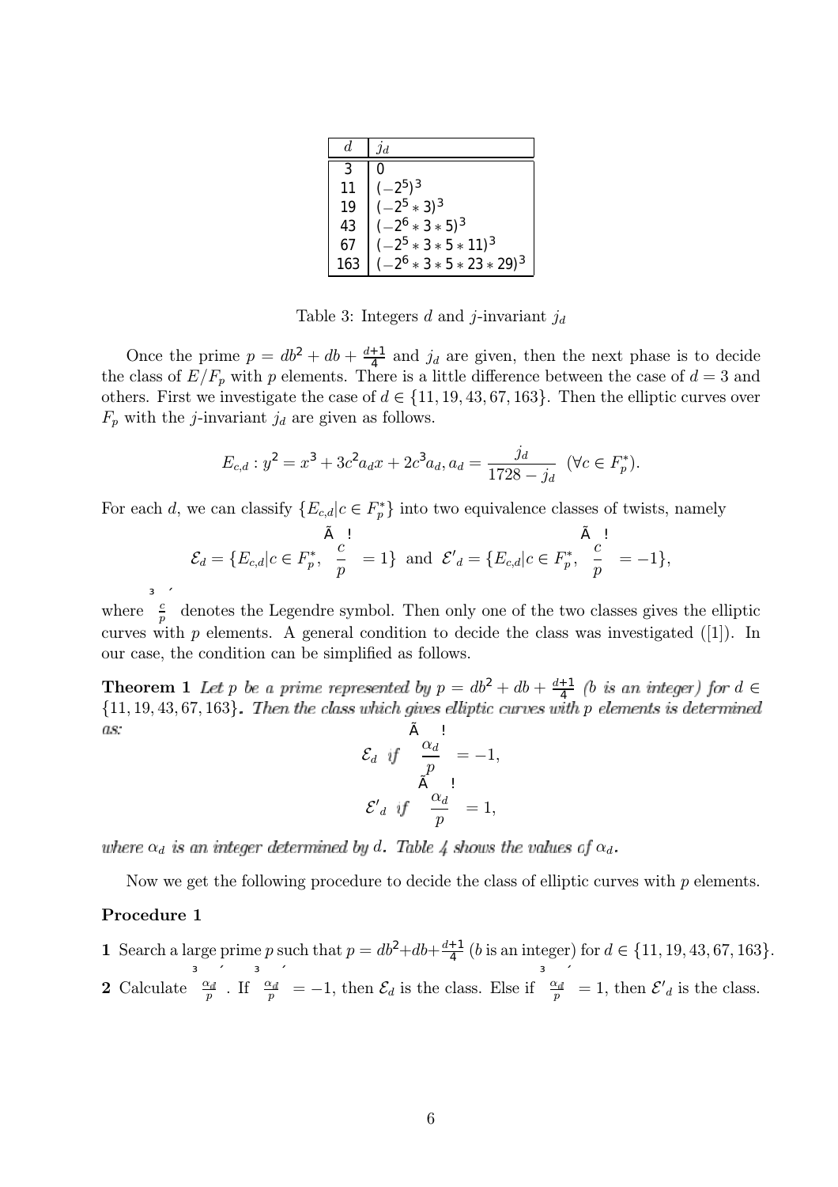| $d$ | $j_d$ |
|---|---|
| 3 | 0 |
| 11 | $(-2^5)^3$ |
| 19 | $(-2^5 * 3)^3$ |
| 43 | $(-2^6 * 3 * 5)^3$ |
| 67 | $(-2^5 * 3 * 5 * 11)^3$ |
| 163 | $(-2^6 * 3 * 5 * 23 * 29)^3$ |

Table 3: Integers $d$ and $j$-invariant $j_d$

Once the prime $p = db^2 + db + \frac{d+1}{4}$ and $j_d$ are given, then the next phase is to decide the class of $E/F_p$ with $p$ elements. There is a little difference between the case of $d = 3$ and others. First we investigate the case of $d \in \{11, 19, 43, 67, 163\}$. Then the elliptic curves over $F_p$ with the $j$-invariant $j_d$ are given as follows.

$$E_{c,d} : y^2 = x^3 + 3c^2 a_d x + 2c^3 a_d, a_d = \frac{j_d}{1728 - j_d} \quad (\forall c \in F_p^*).$$

For each $d$, we can classify $\{E_{c,d} | c \in F_p^*\}$ into two equivalence classes of twists, namely

$$\mathcal{E}_d = \{E_{c,d} | c \in F_p^*, \left(\frac{c}{p}\right) = 1\} \text{ and } \mathcal{E}'_d = \{E_{c,d} | c \in F_p^*, \left(\frac{c}{p}\right) = -1\},$$

where $\left(\frac{c}{p}\right)$ denotes the Legendre symbol. Then only one of the two classes gives the elliptic curves with $p$ elements. A general condition to decide the class was investigated ([1]). In our case, the condition can be simplified as follows.

**Theorem 1** *Let $p$ be a prime represented by $p = db^2 + db + \frac{d+1}{4}$ ($b$ is an integer) for $d \in \{11, 19, 43, 67, 163\}$. Then the class which gives elliptic curves with $p$ elements is determined as:*

$$\mathcal{E}_d \text{ if } \left(\frac{\alpha_d}{p}\right) = -1,$$
$$\mathcal{E}'_d \text{ if } \left(\frac{\alpha_d}{p}\right) = 1,$$

*where $\alpha_d$ is an integer determined by $d$. Table 4 shows the values of $\alpha_d$.*

Now we get the following procedure to decide the class of elliptic curves with $p$ elements.

**Procedure 1**

**1** Search a large prime $p$ such that $p = db^2 + db + \frac{d+1}{4}$ ($b$ is an integer) for $d \in \{11, 19, 43, 67, 163\}$.

**2** Calculate $\left(\frac{\alpha_d}{p}\right)$. If $\left(\frac{\alpha_d}{p}\right) = -1$, then $\mathcal{E}_d$ is the class. Else if $\left(\frac{\alpha_d}{p}\right) = 1$, then $\mathcal{E}'_d$ is the class.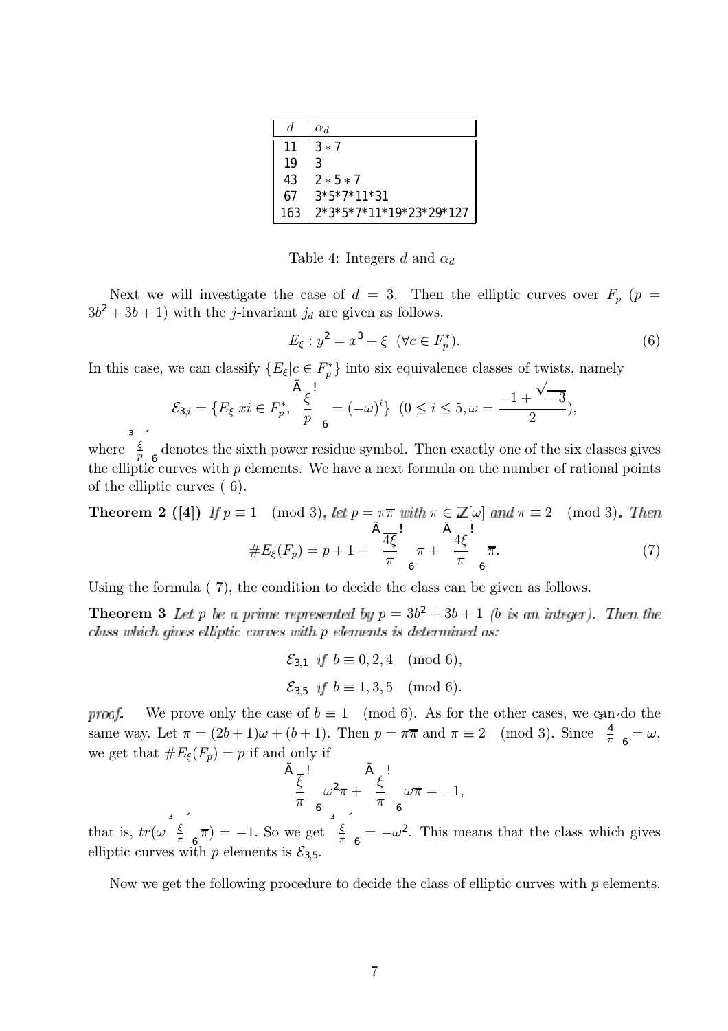| $d$ | $\alpha_d$ |
|---|---|
| 11 | 3 * 7 |
| 19 | 3 |
| 43 | 2 * 5 * 7 |
| 67 | 3*5*7*11*31 |
| 163 | 2*3*5*7*11*19*23*29*127 |

Table 4: Integers $d$ and $\alpha_d$

Next we will investigate the case of $d = 3$. Then the elliptic curves over $F_p$ ($p = 3b^2 + 3b + 1$) with the $j$-invariant $j_d$ are given as follows.

$$E_\xi : y^2 = x^3 + \xi \quad (\forall c \in F_p^*). \tag{6}$$

In this case, we can classify $\{E_\xi | c \in F_p^*\}$ into six equivalence classes of twists, namely

$$\mathcal{E}_{3,i} = \{E_\xi | xi \in F_p^*, \ \left(\frac{\xi}{p}\right)_6 = (-\omega)^i\} \ (0 \leq i \leq 5, \omega = \frac{-1 + \sqrt{-3}}{2}),$$

where $\left(\frac{\xi}{p}\right)_6$ denotes the sixth power residue symbol. Then exactly one of the six classes gives the elliptic curves with $p$ elements. We have a next formula on the number of rational points of the elliptic curves ( 6).

**Theorem 2 ([4])** *If $p \equiv 1 \pmod 3$, let $p = \pi\overline{\pi}$ with $\pi \in \mathbb{Z}[\omega]$ and $\pi \equiv 2 \pmod 3$. Then*

$$\#E_\xi(F_p) = p + 1 + \left(\frac{\overline{4\xi}}{\pi}\right)_6 \pi + \left(\frac{4\xi}{\pi}\right)_6 \overline{\pi}. \tag{7}$$

Using the formula ( 7), the condition to decide the class can be given as follows.

**Theorem 3** *Let $p$ be a prime represented by $p = 3b^2 + 3b + 1$ ($b$ is an integer). Then the class which gives elliptic curves with $p$ elements is determined as:*

$$\mathcal{E}_{3,1} \ \text{ if } \ b \equiv 0, 2, 4 \pmod 6),$$

$$\mathcal{E}_{3,5} \ \text{ if } \ b \equiv 1, 3, 5 \pmod 6).$$

*proof.* We prove only the case of $b \equiv 1 \pmod 6$. As for the other cases, we can do the same way. Let $\pi = (2b + 1)\omega + (b + 1)$. Then $p = \pi\overline{\pi}$ and $\pi \equiv 2 \pmod 3$. Since $\left(\frac{4}{\pi}\right)_6 = \omega$, we get that $\#E_\xi(F_p) = p$ if and only if

$$\left(\frac{\overline{\xi}}{\pi}\right)_6 \omega^2 \pi + \left(\frac{\xi}{\pi}\right)_6 \omega \overline{\pi} = -1,$$

that is, $tr(\omega \left(\frac{\xi}{\pi}\right)_6 \overline{\pi}) = -1$. So we get $\left(\frac{\xi}{\pi}\right)_6 = -\omega^2$. This means that the class which gives elliptic curves with $p$ elements is $\mathcal{E}_{3,5}$.

Now we get the following procedure to decide the class of elliptic curves with $p$ elements.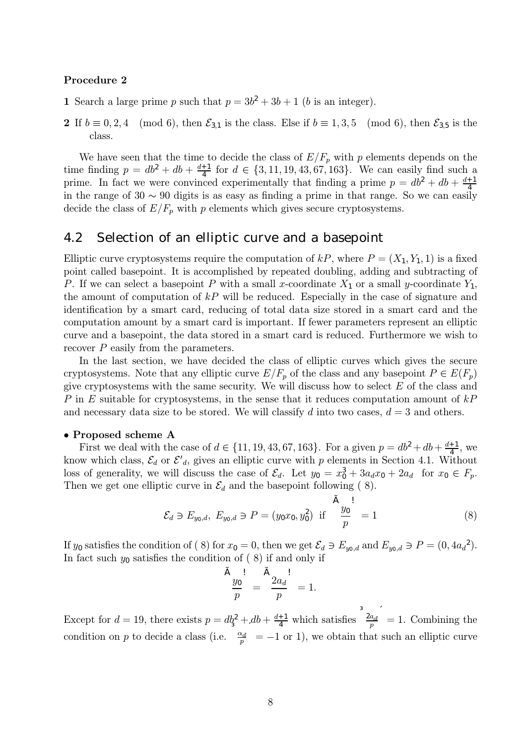**Procedure 2**

**1** Search a large prime $p$ such that $p = 3b^2 + 3b + 1$ ($b$ is an integer).

**2** If $b \equiv 0, 2, 4 \pmod 6$, then $\mathcal{E}_{3,1}$ is the class. Else if $b \equiv 1, 3, 5 \pmod 6$, then $\mathcal{E}_{3,5}$ is the class.

We have seen that the time to decide the class of $E/F_p$ with $p$ elements depends on the time finding $p = db^2 + db + \frac{d+1}{4}$ for $d \in \{3, 11, 19, 43, 67, 163\}$. We can easily find such a prime. In fact we were convinced experimentally that finding a prime $p = db^2 + db + \frac{d+1}{4}$ in the range of $30 \sim 90$ digits is as easy as finding a prime in that range. So we can easily decide the class of $E/F_p$ with $p$ elements which gives secure cryptosystems.

## 4.2 Selection of an elliptic curve and a basepoint

Elliptic curve cryptosystems require the computation of $kP$, where $P = (X_1, Y_1, 1)$ is a fixed point called basepoint. It is accomplished by repeated doubling, adding and subtracting of $P$. If we can select a basepoint $P$ with a small $x$-coordinate $X_1$ or a small $y$-coordinate $Y_1$, the amount of computation of $kP$ will be reduced. Especially in the case of signature and identification by a smart card, reducing of total data size stored in a smart card and the computation amount by a smart card is important. If fewer parameters represent an elliptic curve and a basepoint, the data stored in a smart card is reduced. Furthermore we wish to recover $P$ easily from the parameters.

In the last section, we have decided the class of elliptic curves which gives the secure cryptosystems. Note that any elliptic curve $E/F_p$ of the class and any basepoint $P \in E(F_p)$ give cryptosystems with the same security. We will discuss how to select $E$ of the class and $P$ in $E$ suitable for cryptosystems, in the sense that it reduces computation amount of $kP$ and necessary data size to be stored. We will classify $d$ into two cases, $d = 3$ and others.

**• Proposed scheme A**

First we deal with the case of $d \in \{11, 19, 43, 67, 163\}$. For a given $p = db^2 + db + \frac{d+1}{4}$, we know which class, $\mathcal{E}_d$ or $\mathcal{E}'_d$, gives an elliptic curve with $p$ elements in Section 4.1. Without loss of generality, we will discuss the case of $\mathcal{E}_d$. Let $y_0 = x_0^3 + 3a_d x_0 + 2a_d$ for $x_0 \in F_p$. Then we get one elliptic curve in $\mathcal{E}_d$ and the basepoint following ( 8).

$$\mathcal{E}_d \ni E_{y_0,d},\ E_{y_0,d} \ni P = (y_0 x_0, y_0^2) \text{ if } \left(\frac{y_0}{p}\right) = 1 \tag{8}$$

If $y_0$ satisfies the condition of ( 8) for $x_0 = 0$, then we get $\mathcal{E}_d \ni E_{y_0,d}$ and $E_{y_0,d} \ni P = (0, 4a_d{}^2)$. In fact such $y_0$ satisfies the condition of ( 8) if and only if

$$\left(\frac{y_0}{p}\right) = \left(\frac{2a_d}{p}\right) = 1.$$

Except for $d = 19$, there exists $p = db^2 + db + \frac{d+1}{4}$ which satisfies $\left(\frac{2a_d}{p}\right) = 1$. Combining the condition on $p$ to decide a class (i.e. $\left(\frac{\alpha_d}{p}\right) = -1$ or 1), we obtain that such an elliptic curve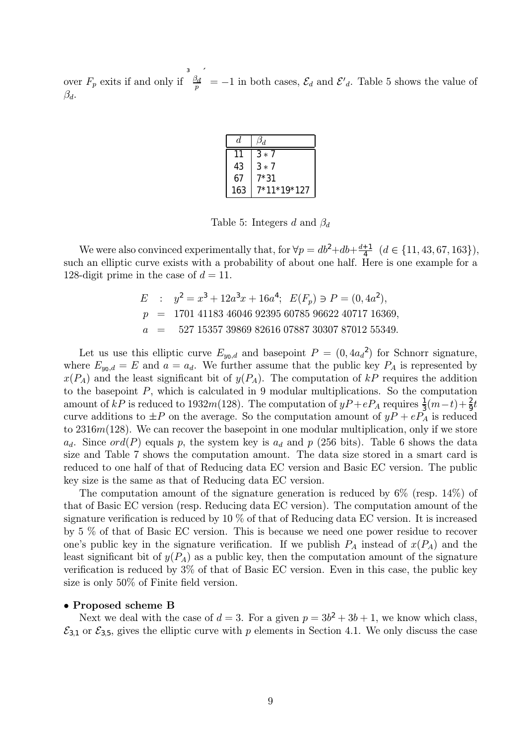over $F_p$ exits if and only if $\left(\frac{\beta_d}{p}\right)_3 = -1$ in both cases, $\mathcal{E}_d$ and $\mathcal{E}'_d$. Table 5 shows the value of $\beta_d$.

| $d$ | $\beta_d$ |
|---|---|
| 11 | $3*7$ |
| 43 | $3*7$ |
| 67 | 7*31 |
| 163 | 7*11*19*127 |

Table 5: Integers $d$ and $\beta_d$

We were also convinced experimentally that, for $\forall p = db^2+db+\frac{d+1}{4}$ $(d \in \{11, 43, 67, 163\})$, such an elliptic curve exists with a probability of about one half. Here is one example for a 128-digit prime in the case of $d = 11$.

$$E \;:\; y^2 = x^3 + 12a^3x + 16a^4; \;\; E(F_p) \ni P = (0, 4a^2),$$
$$p \;=\; 1701\ 41183\ 46046\ 92395\ 60785\ 96622\ 40717\ 16369,$$
$$a \;=\; 527\ 15357\ 39869\ 82616\ 07887\ 30307\ 87012\ 55349.$$

Let us use this elliptic curve $E_{y_0,d}$ and basepoint $P = (0, 4{a_d}^2)$ for Schnorr signature, where $E_{y_0,d} = E$ and $a = a_d$. We further assume that the public key $P_A$ is represented by $x(P_A)$ and the least significant bit of $y(P_A)$. The computation of $kP$ requires the addition to the basepoint $P$, which is calculated in 9 modular multiplications. So the computation amount of $kP$ is reduced to $1932m(128)$. The computation of $yP+eP_A$ requires $\frac{1}{3}(m-t)+\frac{2}{9}t$ curve additions to $\pm P$ on the average. So the computation amount of $yP + eP_A$ is reduced to $2316m(128)$. We can recover the basepoint in one modular multiplication, only if we store $a_d$. Since $ord(P)$ equals $p$, the system key is $a_d$ and $p$ (256 bits). Table 6 shows the data size and Table 7 shows the computation amount. The data size stored in a smart card is reduced to one half of that of Reducing data EC version and Basic EC version. The public key size is the same as that of Reducing data EC version.

The computation amount of the signature generation is reduced by 6% (resp. 14%) of that of Basic EC version (resp. Reducing data EC version). The computation amount of the signature verification is reduced by 10 % of that of Reducing data EC version. It is increased by 5 % of that of Basic EC version. This is because we need one power residue to recover one's public key in the signature verification. If we publish $P_A$ instead of $x(P_A)$ and the least significant bit of $y(P_A)$ as a public key, then the computation amount of the signature verification is reduced by 3% of that of Basic EC version. Even in this case, the public key size is only 50% of Finite field version.

**• Proposed scheme B**

Next we deal with the case of $d = 3$. For a given $p = 3b^2 + 3b + 1$, we know which class, $\mathcal{E}_{3,1}$ or $\mathcal{E}_{3,5}$, gives the elliptic curve with $p$ elements in Section 4.1. We only discuss the case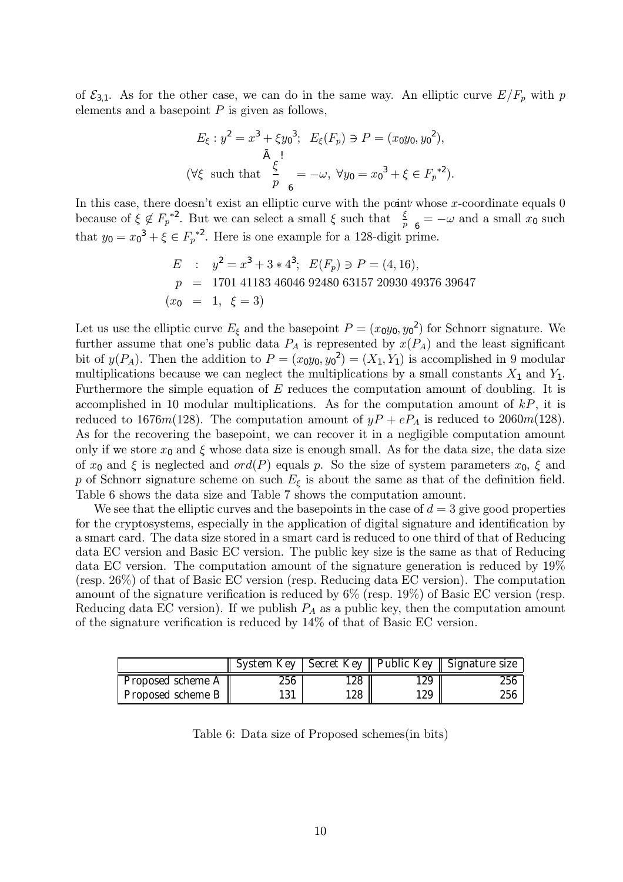of $\mathcal{E}_{3,1}$. As for the other case, we can do in the same way. An elliptic curve $E/F_p$ with $p$ elements and a basepoint $P$ is given as follows,

$$E_\xi : y^2 = x^3 + \xi y_0{}^3; \;\; E_\xi(F_p) \ni P = (x_0 y_0, y_0{}^2),$$
$$(\forall \xi \text{ such that } \left(\frac{\xi}{p}\right)_6 = -\omega, \; \forall y_0 = x_0{}^3 + \xi \in F_p{}^{*2}).$$

In this case, there doesn't exist an elliptic curve with the point whose $x$-coordinate equals 0 because of $\xi \notin F_p{}^{*2}$. But we can select a small $\xi$ such that $\left(\frac{\xi}{p}\right)_6 = -\omega$ and a small $x_0$ such that $y_0 = x_0{}^3 + \xi \in F_p{}^{*2}$. Here is one example for a 128-digit prime.

$$\begin{aligned}
E &: \; y^2 = x^3 + 3 * 4^3; \;\; E(F_p) \ni P = (4, 16), \\
p &= 1701\ 41183\ 46046\ 92480\ 63157\ 20930\ 49376\ 39647 \\
(x_0 &= 1, \;\; \xi = 3)
\end{aligned}$$

Let us use the elliptic curve $E_\xi$ and the basepoint $P = (x_0 y_0, y_0{}^2)$ for Schnorr signature. We further assume that one's public data $P_A$ is represented by $x(P_A)$ and the least significant bit of $y(P_A)$. Then the addition to $P = (x_0 y_0, y_0{}^2) = (X_1, Y_1)$ is accomplished in 9 modular multiplications because we can neglect the multiplications by a small constants $X_1$ and $Y_1$. Furthermore the simple equation of $E$ reduces the computation amount of doubling. It is accomplished in 10 modular multiplications. As for the computation amount of $kP$, it is reduced to $1676m(128)$. The computation amount of $yP + eP_A$ is reduced to $2060m(128)$. As for the recovering the basepoint, we can recover it in a negligible computation amount only if we store $x_0$ and $\xi$ whose data size is enough small. As for the data size, the data size of $x_0$ and $\xi$ is neglected and $ord(P)$ equals $p$. So the size of system parameters $x_0$, $\xi$ and $p$ of Schnorr signature scheme on such $E_\xi$ is about the same as that of the definition field. Table 6 shows the data size and Table 7 shows the computation amount.

We see that the elliptic curves and the basepoints in the case of $d = 3$ give good properties for the cryptosystems, especially in the application of digital signature and identification by a smart card. The data size stored in a smart card is reduced to one third of that of Reducing data EC version and Basic EC version. The public key size is the same as that of Reducing data EC version. The computation amount of the signature generation is reduced by 19% (resp. 26%) of that of Basic EC version (resp. Reducing data EC version). The computation amount of the signature verification is reduced by 6% (resp. 19%) of Basic EC version (resp. Reducing data EC version). If we publish $P_A$ as a public key, then the computation amount of the signature verification is reduced by 14% of that of Basic EC version.

| | System Key | Secret Key | Public Key | Signature size |
|---|---|---|---|---|
| Proposed scheme A | 256 | 128 | 129 | 256 |
| Proposed scheme B | 131 | 128 | 129 | 256 |

Table 6: Data size of Proposed schemes(in bits)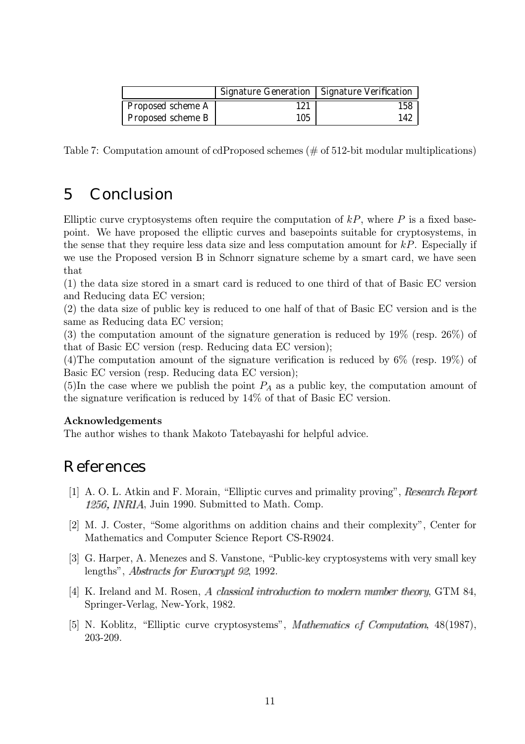| | Signature Generation | Signature Verification |
|---|---|---|
| Proposed scheme A | 121 | 158 |
| Proposed scheme B | 105 | 142 |

Table 7: Computation amount of cdProposed schemes (# of 512-bit modular multiplications)

# 5 Conclusion

Elliptic curve cryptosystems often require the computation of $kP$, where $P$ is a fixed basepoint. We have proposed the elliptic curves and basepoints suitable for cryptosystems, in the sense that they require less data size and less computation amount for $kP$. Especially if we use the Proposed version B in Schnorr signature scheme by a smart card, we have seen that

(1) the data size stored in a smart card is reduced to one third of that of Basic EC version and Reducing data EC version;

(2) the data size of public key is reduced to one half of that of Basic EC version and is the same as Reducing data EC version;

(3) the computation amount of the signature generation is reduced by 19% (resp. 26%) of that of Basic EC version (resp. Reducing data EC version);

(4)The computation amount of the signature verification is reduced by 6% (resp. 19%) of Basic EC version (resp. Reducing data EC version);

(5)In the case where we publish the point $P_A$ as a public key, the computation amount of the signature verification is reduced by 14% of that of Basic EC version.

**Acknowledgements**

The author wishes to thank Makoto Tatebayashi for helpful advice.

# References

[1] A. O. L. Atkin and F. Morain, "Elliptic curves and primality proving", *Research Report 1256, INRIA*, Juin 1990. Submitted to Math. Comp.

[2] M. J. Coster, "Some algorithms on addition chains and their complexity", Center for Mathematics and Computer Science Report CS-R9024.

[3] G. Harper, A. Menezes and S. Vanstone, "Public-key cryptosystems with very small key lengths", *Abstracts for Eurocrypt 92*, 1992.

[4] K. Ireland and M. Rosen, *A classical introduction to modern number theory*, GTM 84, Springer-Verlag, New-York, 1982.

[5] N. Koblitz, "Elliptic curve cryptosystems", *Mathematics of Computation*, 48(1987), 203-209.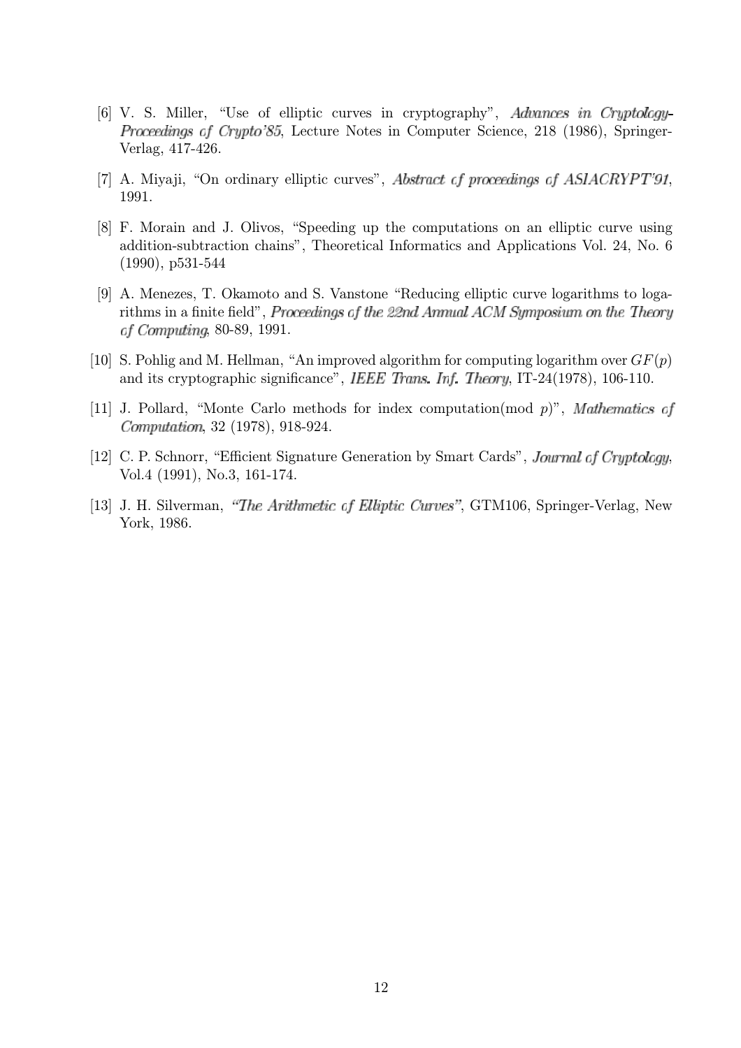[6] V. S. Miller, "Use of elliptic curves in cryptography", *Advances in Cryptology-Proceedings of Crypto'85*, Lecture Notes in Computer Science, 218 (1986), Springer-Verlag, 417-426.

[7] A. Miyaji, "On ordinary elliptic curves", *Abstract of proceedings of ASIACRYPT'91*, 1991.

[8] F. Morain and J. Olivos, "Speeding up the computations on an elliptic curve using addition-subtraction chains", Theoretical Informatics and Applications Vol. 24, No. 6 (1990), p531-544

[9] A. Menezes, T. Okamoto and S. Vanstone "Reducing elliptic curve logarithms to logarithms in a finite field", *Proceedings of the 22nd Annual ACM Symposium on the Theory of Computing*, 80-89, 1991.

[10] S. Pohlig and M. Hellman, "An improved algorithm for computing logarithm over $GF(p)$ and its cryptographic significance", *IEEE Trans. Inf. Theory*, IT-24(1978), 106-110.

[11] J. Pollard, "Monte Carlo methods for index computation(mod $p$)", *Mathematics of Computation*, 32 (1978), 918-924.

[12] C. P. Schnorr, "Efficient Signature Generation by Smart Cards", *Journal of Cryptology*, Vol.4 (1991), No.3, 161-174.

[13] J. H. Silverman, *"The Arithmetic of Elliptic Curves"*, GTM106, Springer-Verlag, New York, 1986.